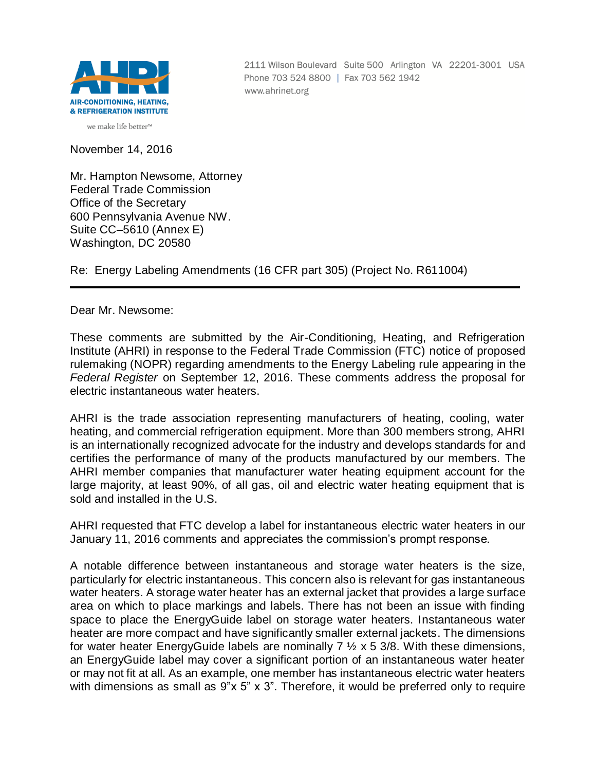**AHRI**
AIR-CONDITIONING, HEATING, & REFRIGERATION INSTITUTE
we make life better™

2111 Wilson Boulevard Suite 500 Arlington VA 22201-3001 USA
Phone 703 524 8800 | Fax 703 562 1942
www.ahrinet.org

November 14, 2016

Mr. Hampton Newsome, Attorney
Federal Trade Commission
Office of the Secretary
600 Pennsylvania Avenue NW.
Suite CC–5610 (Annex E)
Washington, DC 20580

Re: Energy Labeling Amendments (16 CFR part 305) (Project No. R611004)

---

Dear Mr. Newsome:

These comments are submitted by the Air-Conditioning, Heating, and Refrigeration Institute (AHRI) in response to the Federal Trade Commission (FTC) notice of proposed rulemaking (NOPR) regarding amendments to the Energy Labeling rule appearing in the *Federal Register* on September 12, 2016. These comments address the proposal for electric instantaneous water heaters.

AHRI is the trade association representing manufacturers of heating, cooling, water heating, and commercial refrigeration equipment. More than 300 members strong, AHRI is an internationally recognized advocate for the industry and develops standards for and certifies the performance of many of the products manufactured by our members. The AHRI member companies that manufacturer water heating equipment account for the large majority, at least 90%, of all gas, oil and electric water heating equipment that is sold and installed in the U.S.

AHRI requested that FTC develop a label for instantaneous electric water heaters in our January 11, 2016 comments and appreciates the commission's prompt response.

A notable difference between instantaneous and storage water heaters is the size, particularly for electric instantaneous. This concern also is relevant for gas instantaneous water heaters. A storage water heater has an external jacket that provides a large surface area on which to place markings and labels. There has not been an issue with finding space to place the EnergyGuide label on storage water heaters. Instantaneous water heater are more compact and have significantly smaller external jackets. The dimensions for water heater EnergyGuide labels are nominally 7 ½ x 5 3/8. With these dimensions, an EnergyGuide label may cover a significant portion of an instantaneous water heater or may not fit at all. As an example, one member has instantaneous electric water heaters with dimensions as small as 9"x 5" x 3". Therefore, it would be preferred only to require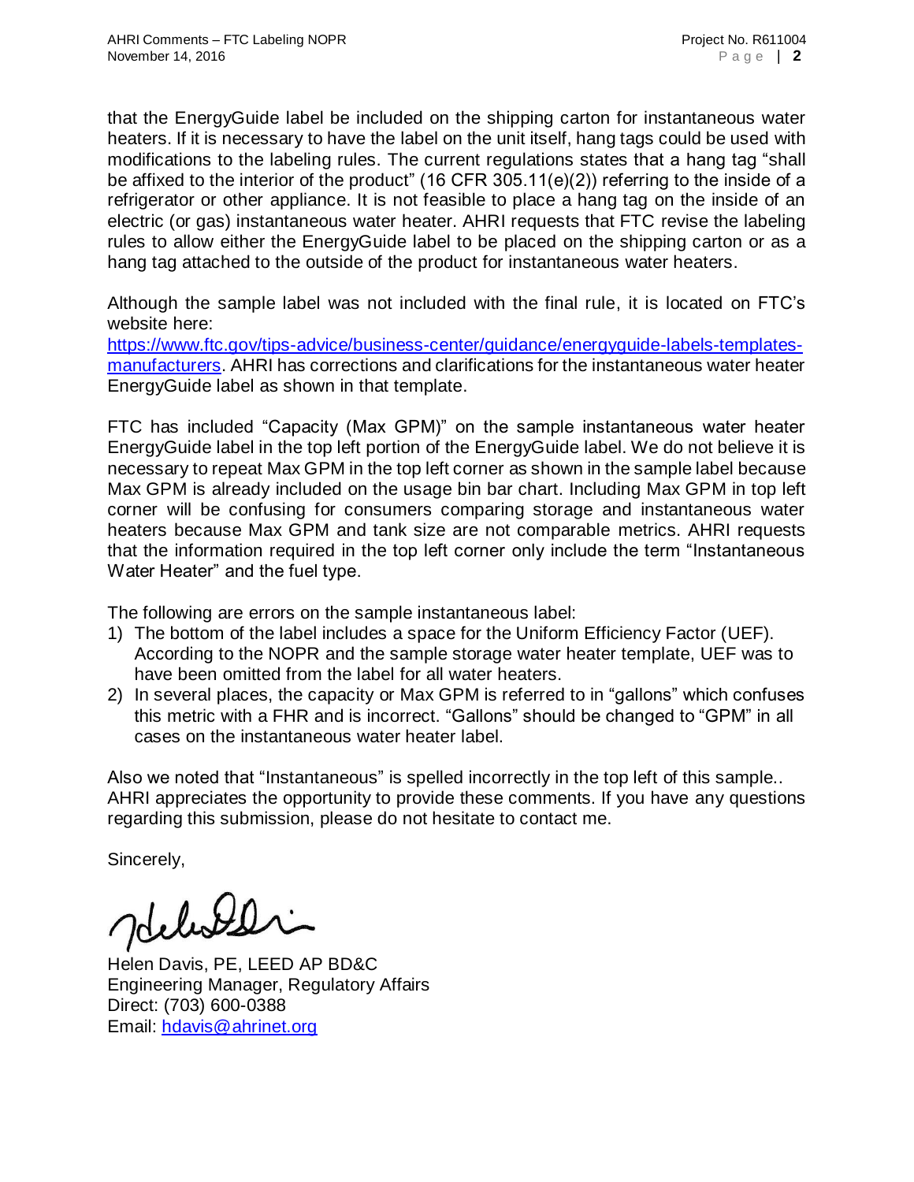that the EnergyGuide label be included on the shipping carton for instantaneous water heaters. If it is necessary to have the label on the unit itself, hang tags could be used with modifications to the labeling rules. The current regulations states that a hang tag "shall be affixed to the interior of the product" (16 CFR 305.11(e)(2)) referring to the inside of a refrigerator or other appliance. It is not feasible to place a hang tag on the inside of an electric (or gas) instantaneous water heater. AHRI requests that FTC revise the labeling rules to allow either the EnergyGuide label to be placed on the shipping carton or as a hang tag attached to the outside of the product for instantaneous water heaters.

Although the sample label was not included with the final rule, it is located on FTC's website here: [https://www.ftc.gov/tips-advice/business-center/guidance/energyguide-labels-templates-manufacturers](https://www.ftc.gov/tips-advice/business-center/guidance/energyguide-labels-templates-manufacturers). AHRI has corrections and clarifications for the instantaneous water heater EnergyGuide label as shown in that template.

FTC has included "Capacity (Max GPM)" on the sample instantaneous water heater EnergyGuide label in the top left portion of the EnergyGuide label. We do not believe it is necessary to repeat Max GPM in the top left corner as shown in the sample label because Max GPM is already included on the usage bin bar chart. Including Max GPM in top left corner will be confusing for consumers comparing storage and instantaneous water heaters because Max GPM and tank size are not comparable metrics. AHRI requests that the information required in the top left corner only include the term "Instantaneous Water Heater" and the fuel type.

The following are errors on the sample instantaneous label:

1) The bottom of the label includes a space for the Uniform Efficiency Factor (UEF). According to the NOPR and the sample storage water heater template, UEF was to have been omitted from the label for all water heaters.
2) In several places, the capacity or Max GPM is referred to in "gallons" which confuses this metric with a FHR and is incorrect. "Gallons" should be changed to "GPM" in all cases on the instantaneous water heater label.

Also we noted that "Instantaneous" is spelled incorrectly in the top left of this sample.. AHRI appreciates the opportunity to provide these comments. If you have any questions regarding this submission, please do not hesitate to contact me.

Sincerely,

Helen Davis, PE, LEED AP BD&C
Engineering Manager, Regulatory Affairs
Direct: (703) 600-0388
Email: [hdavis@ahrinet.org](mailto:hdavis@ahrinet.org)